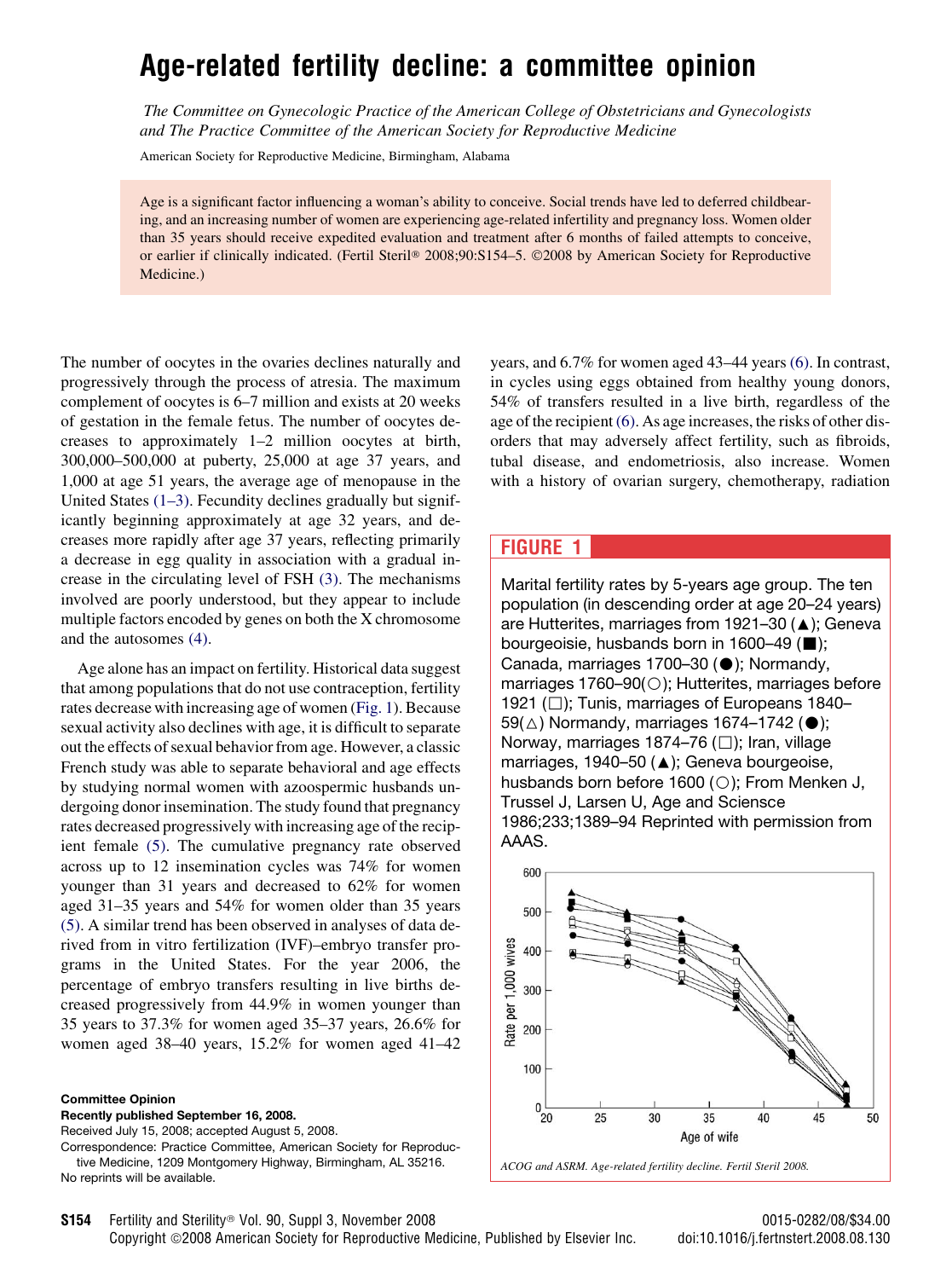# Age-related fertility decline: a committee opinion

*The Committee on Gynecologic Practice of the American College of Obstetricians and Gynecologists and The Practice Committee of the American Society for Reproductive Medicine*

American Society for Reproductive Medicine, Birmingham, Alabama

Age is a significant factor influencing a woman's ability to conceive. Social trends have led to deferred childbearing, and an increasing number of women are experiencing age-related infertility and pregnancy loss. Women older than 35 years should receive expedited evaluation and treatment after 6 months of failed attempts to conceive, or earlier if clinically indicated. (Fertil Steril® 2008;90:S154–5. ©2008 by American Society for Reproductive Medicine.)

The number of oocytes in the ovaries declines naturally and progressively through the process of atresia. The maximum complement of oocytes is 6–7 million and exists at 20 weeks of gestation in the female fetus. The number of oocytes decreases to approximately 1–2 million oocytes at birth, 300,000–500,000 at puberty, 25,000 at age 37 years, and 1,000 at age 51 years, the average age of menopause in the United States (1–3). Fecundity declines gradually but significantly beginning approximately at age 32 years, and decreases more rapidly after age 37 years, reflecting primarily a decrease in egg quality in association with a gradual increase in the circulating level of FSH (3). The mechanisms involved are poorly understood, but they appear to include multiple factors encoded by genes on both the X chromosome and the autosomes (4).

Age alone has an impact on fertility. Historical data suggest that among populations that do not use contraception, fertility rates decrease with increasing age of women (Fig. 1). Because sexual activity also declines with age, it is difficult to separate out the effects of sexual behavior from age. However, a classic French study was able to separate behavioral and age effects by studying normal women with azoospermic husbands undergoing donor insemination. The study found that pregnancy rates decreased progressively with increasing age of the recipient female (5). The cumulative pregnancy rate observed across up to 12 insemination cycles was 74% for women younger than 31 years and decreased to 62% for women aged 31–35 years and 54% for women older than 35 years (5). A similar trend has been observed in analyses of data derived from in vitro fertilization (IVF)–embryo transfer programs in the United States. For the year 2006, the percentage of embryo transfers resulting in live births decreased progressively from 44.9% in women younger than 35 years to 37.3% for women aged 35–37 years, 26.6% for women aged 38–40 years, 15.2% for women aged 41–42 years, and 6.7% for women aged 43–44 years (6). In contrast, in cycles using eggs obtained from healthy young donors, 54% of transfers resulted in a live birth, regardless of the age of the recipient (6). As age increases, the risks of other disorders that may adversely affect fertility, such as fibroids, tubal disease, and endometriosis, also increase. Women with a history of ovarian surgery, chemotherapy, radiation

**FIGURE 1**

Marital fertility rates by 5-years age group. The ten population (in descending order at age 20–24 years) are Hutterites, marriages from 1921–30 (▲); Geneva bourgeoisie, husbands born in 1600–49 (■); Canada, marriages 1700–30 (●); Normandy, marriages 1760–90(○); Hutterites, marriages before 1921 (□); Tunis, marriages of Europeans 1840–59(△) Normandy, marriages 1674–1742 (●); Norway, marriages 1874–76 (□); Iran, village marriages, 1940–50 (▲); Geneva bourgeoise, husbands born before 1600 (○); From Menken J, Trussel J, Larsen U, Age and Sciensce 1986;233;1389–94 Reprinted with permission from AAAS.

*ACOG and ASRM. Age-related fertility decline. Fertil Steril 2008.*

**Committee Opinion**

**Recently published September 16, 2008.**

Received July 15, 2008; accepted August 5, 2008.

Correspondence: Practice Committee, American Society for Reproductive Medicine, 1209 Montgomery Highway, Birmingham, AL 35216.

No reprints will be available.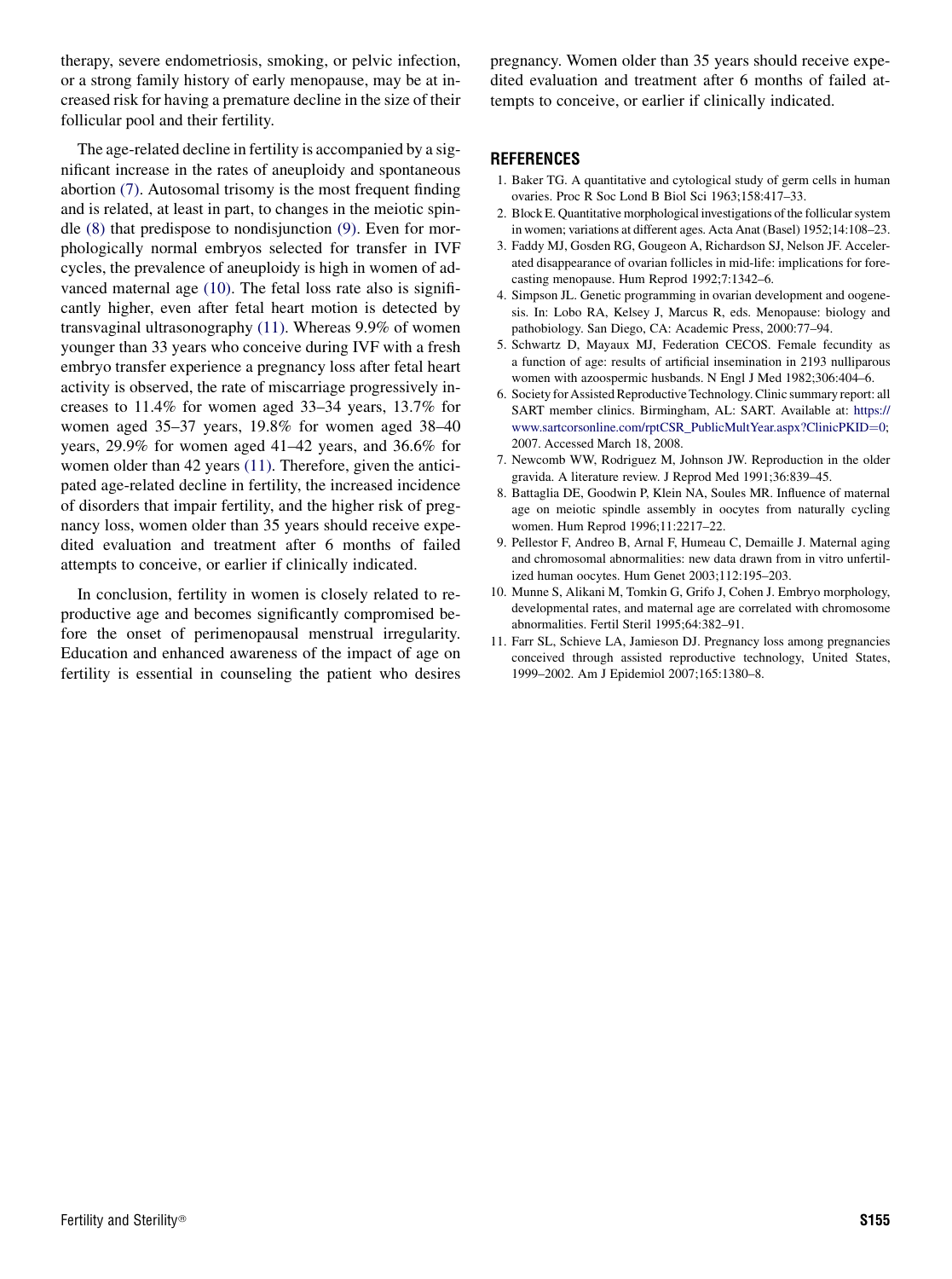therapy, severe endometriosis, smoking, or pelvic infection, or a strong family history of early menopause, may be at increased risk for having a premature decline in the size of their follicular pool and their fertility.

The age-related decline in fertility is accompanied by a significant increase in the rates of aneuploidy and spontaneous abortion (7). Autosomal trisomy is the most frequent finding and is related, at least in part, to changes in the meiotic spindle (8) that predispose to nondisjunction (9). Even for morphologically normal embryos selected for transfer in IVF cycles, the prevalence of aneuploidy is high in women of advanced maternal age (10). The fetal loss rate also is significantly higher, even after fetal heart motion is detected by transvaginal ultrasonography (11). Whereas 9.9% of women younger than 33 years who conceive during IVF with a fresh embryo transfer experience a pregnancy loss after fetal heart activity is observed, the rate of miscarriage progressively increases to 11.4% for women aged 33–34 years, 13.7% for women aged 35–37 years, 19.8% for women aged 38–40 years, 29.9% for women aged 41–42 years, and 36.6% for women older than 42 years (11). Therefore, given the anticipated age-related decline in fertility, the increased incidence of disorders that impair fertility, and the higher risk of pregnancy loss, women older than 35 years should receive expedited evaluation and treatment after 6 months of failed attempts to conceive, or earlier if clinically indicated.

In conclusion, fertility in women is closely related to reproductive age and becomes significantly compromised before the onset of perimenopausal menstrual irregularity. Education and enhanced awareness of the impact of age on fertility is essential in counseling the patient who desires pregnancy. Women older than 35 years should receive expedited evaluation and treatment after 6 months of failed attempts to conceive, or earlier if clinically indicated.

## REFERENCES

1. Baker TG. A quantitative and cytological study of germ cells in human ovaries. Proc R Soc Lond B Biol Sci 1963;158:417–33.
2. Block E. Quantitative morphological investigations of the follicular system in women; variations at different ages. Acta Anat (Basel) 1952;14:108–23.
3. Faddy MJ, Gosden RG, Gougeon A, Richardson SJ, Nelson JF. Accelerated disappearance of ovarian follicles in mid-life: implications for forecasting menopause. Hum Reprod 1992;7:1342–6.
4. Simpson JL. Genetic programming in ovarian development and oogenesis. In: Lobo RA, Kelsey J, Marcus R, eds. Menopause: biology and pathobiology. San Diego, CA: Academic Press, 2000:77–94.
5. Schwartz D, Mayaux MJ, Federation CECOS. Female fecundity as a function of age: results of artificial insemination in 2193 nulliparous women with azoospermic husbands. N Engl J Med 1982;306:404–6.
6. Society for Assisted Reproductive Technology. Clinic summary report: all SART member clinics. Birmingham, AL: SART. Available at: https://www.sartcorsonline.com/rptCSR_PublicMultYear.aspx?ClinicPKID=0; 2007. Accessed March 18, 2008.
7. Newcomb WW, Rodriguez M, Johnson JW. Reproduction in the older gravida. A literature review. J Reprod Med 1991;36:839–45.
8. Battaglia DE, Goodwin P, Klein NA, Soules MR. Influence of maternal age on meiotic spindle assembly in oocytes from naturally cycling women. Hum Reprod 1996;11:2217–22.
9. Pellestor F, Andreo B, Arnal F, Humeau C, Demaille J. Maternal aging and chromosomal abnormalities: new data drawn from in vitro unfertilized human oocytes. Hum Genet 2003;112:195–203.
10. Munne S, Alikani M, Tomkin G, Grifo J, Cohen J. Embryo morphology, developmental rates, and maternal age are correlated with chromosome abnormalities. Fertil Steril 1995;64:382–91.
11. Farr SL, Schieve LA, Jamieson DJ. Pregnancy loss among pregnancies conceived through assisted reproductive technology, United States, 1999–2002. Am J Epidemiol 2007;165:1380–8.